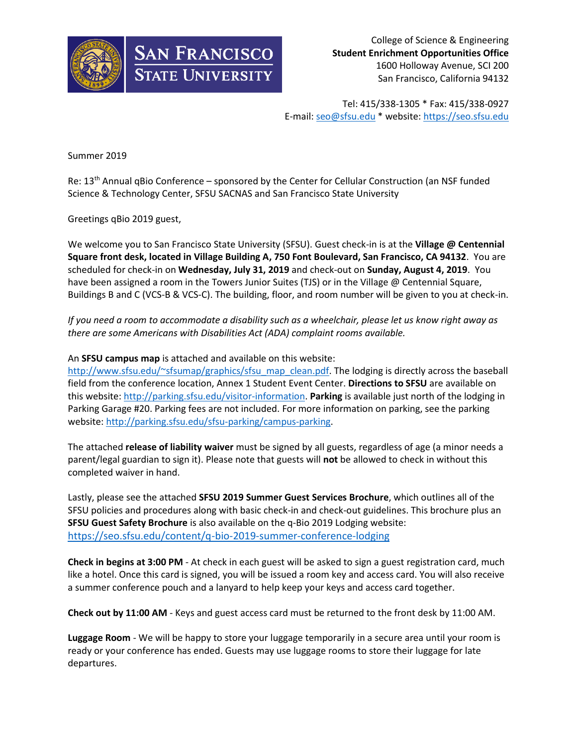SAN FRANCISCO STATE UNIVERSITY

College of Science & Engineering
**Student Enrichment Opportunities Office**
1600 Holloway Avenue, SCI 200
San Francisco, California 94132

Tel: 415/338-1305 * Fax: 415/338-0927
E-mail: seo@sfsu.edu * website: https://seo.sfsu.edu

Summer 2019

Re: 13th Annual qBio Conference – sponsored by the Center for Cellular Construction (an NSF funded Science & Technology Center, SFSU SACNAS and San Francisco State University

Greetings qBio 2019 guest,

We welcome you to San Francisco State University (SFSU). Guest check-in is at the **Village @ Centennial Square front desk, located in Village Building A, 750 Font Boulevard, San Francisco, CA 94132**. You are scheduled for check-in on **Wednesday, July 31, 2019** and check-out on **Sunday, August 4, 2019**. You have been assigned a room in the Towers Junior Suites (TJS) or in the Village @ Centennial Square, Buildings B and C (VCS-B & VCS-C). The building, floor, and room number will be given to you at check-in.

*If you need a room to accommodate a disability such as a wheelchair, please let us know right away as there are some Americans with Disabilities Act (ADA) complaint rooms available.*

An **SFSU campus map** is attached and available on this website: http://www.sfsu.edu/~sfsumap/graphics/sfsu_map_clean.pdf. The lodging is directly across the baseball field from the conference location, Annex 1 Student Event Center. **Directions to SFSU** are available on this website: http://parking.sfsu.edu/visitor-information. **Parking** is available just north of the lodging in Parking Garage #20. Parking fees are not included. For more information on parking, see the parking website: http://parking.sfsu.edu/sfsu-parking/campus-parking.

The attached **release of liability waiver** must be signed by all guests, regardless of age (a minor needs a parent/legal guardian to sign it). Please note that guests will **not** be allowed to check in without this completed waiver in hand.

Lastly, please see the attached **SFSU 2019 Summer Guest Services Brochure**, which outlines all of the SFSU policies and procedures along with basic check-in and check-out guidelines. This brochure plus an **SFSU Guest Safety Brochure** is also available on the q-Bio 2019 Lodging website: https://seo.sfsu.edu/content/q-bio-2019-summer-conference-lodging

**Check in begins at 3:00 PM** - At check in each guest will be asked to sign a guest registration card, much like a hotel. Once this card is signed, you will be issued a room key and access card. You will also receive a summer conference pouch and a lanyard to help keep your keys and access card together.

**Check out by 11:00 AM** - Keys and guest access card must be returned to the front desk by 11:00 AM.

**Luggage Room** - We will be happy to store your luggage temporarily in a secure area until your room is ready or your conference has ended. Guests may use luggage rooms to store their luggage for late departures.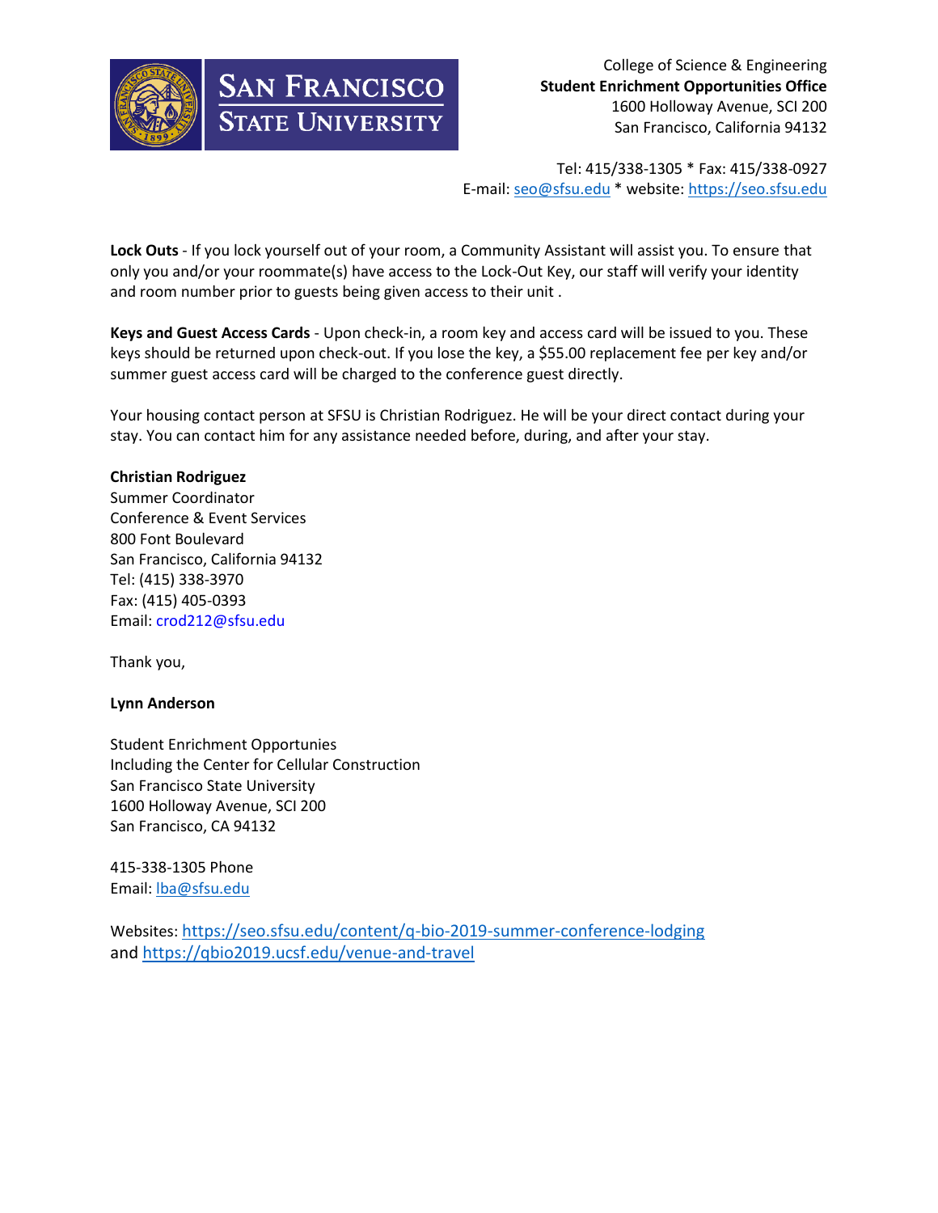College of Science & Engineering
**Student Enrichment Opportunities Office**
1600 Holloway Avenue, SCI 200
San Francisco, California 94132

Tel: 415/338-1305 * Fax: 415/338-0927
E-mail: seo@sfsu.edu * website: https://seo.sfsu.edu

**Lock Outs** - If you lock yourself out of your room, a Community Assistant will assist you. To ensure that only you and/or your roommate(s) have access to the Lock-Out Key, our staff will verify your identity and room number prior to guests being given access to their unit .

**Keys and Guest Access Cards** - Upon check-in, a room key and access card will be issued to you. These keys should be returned upon check-out. If you lose the key, a $55.00 replacement fee per key and/or summer guest access card will be charged to the conference guest directly.

Your housing contact person at SFSU is Christian Rodriguez. He will be your direct contact during your stay. You can contact him for any assistance needed before, during, and after your stay.

**Christian Rodriguez**
Summer Coordinator
Conference & Event Services
800 Font Boulevard
San Francisco, California 94132
Tel: (415) 338-3970
Fax: (415) 405-0393
Email: crod212@sfsu.edu

Thank you,

**Lynn Anderson**

Student Enrichment Opportunies
Including the Center for Cellular Construction
San Francisco State University
1600 Holloway Avenue, SCI 200
San Francisco, CA 94132

415-338-1305 Phone
Email: lba@sfsu.edu

Websites: https://seo.sfsu.edu/content/q-bio-2019-summer-conference-lodging
and https://qbio2019.ucsf.edu/venue-and-travel